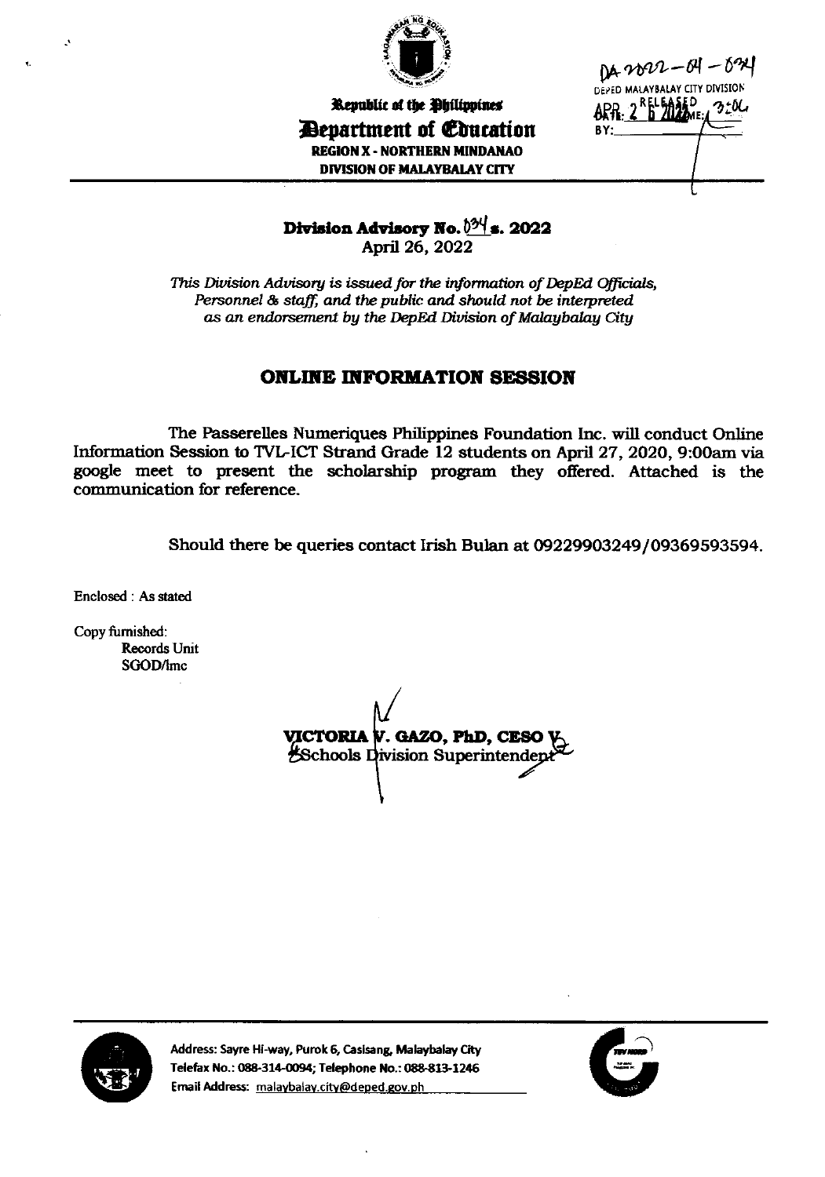Republic of the Philippines

**Department of Education**

**REGION X - NORTHERN MINDANAO**

**DIVISION OF MALAYBALAY CITY**

DA 2022-04-034

DEPED MALAYBALAY CITY DIVISION

RELEASED

DATE: APR. 26 2022 TIME: 3:06

BY:

**Division Advisory No. 034 s. 2022**

April 26, 2022

*This Division Advisory is issued for the information of DepEd Officials, Personnel & staff, and the public and should not be interpreted as an endorsement by the DepEd Division of Malaybalay City*

## ONLINE INFORMATION SESSION

The Passerelles Numeriques Philippines Foundation Inc. will conduct Online Information Session to TVL-ICT Strand Grade 12 students on April 27, 2020, 9:00am via google meet to present the scholarship program they offered. Attached is the communication for reference.

Should there be queries contact Irish Bulan at 09229903249/09369593594.

Enclosed : As stated

Copy furnished:

Records Unit

SGOD/lmc

**VICTORIA V. GAZO, PhD, CESO V**

Schools Division Superintendent

Address: Sayre Hi-way, Purok 6, Casisang, Malaybalay City

Telefax No.: 088-314-0094; Telephone No.: 088-813-1246

Email Address: malaybalay.city@deped.gov.ph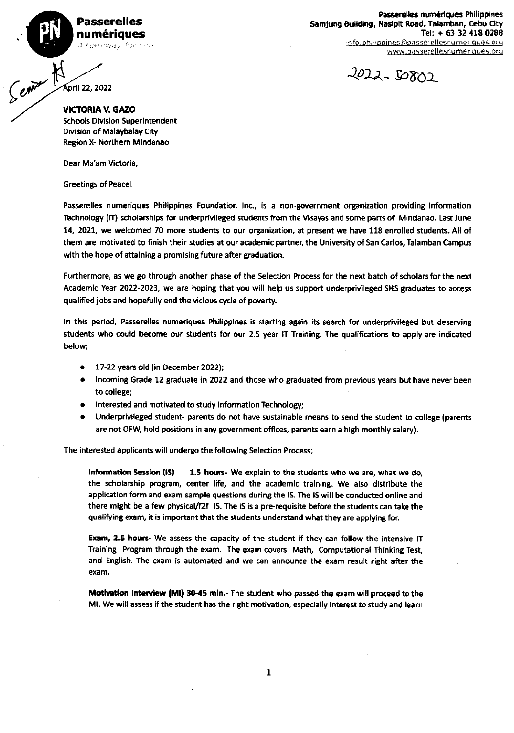**Passerelles numériques**
*A Gateway for Life*

**Passerelles numériques Philippines**
**Samjung Building, Nasipit Road, Talamban, Cebu City**
**Tel: + 63 32 418 0288**
info.philippines@passerellesnumeriques.org
www.passerellesnumeriques.org

2022- 50802

Senior H

April 22, 2022

**VICTORIA V. GAZO**
Schools Division Superintendent
Division of Malaybalay City
Region X- Northern Mindanao

Dear Ma'am Victoria,

Greetings of Peace!

Passerelles numeriques Philippines Foundation Inc., is a non-government organization providing Information Technology (IT) scholarships for underprivileged students from the Visayas and some parts of Mindanao. Last June 14, 2021, we welcomed 70 more students to our organization, at present we have 118 enrolled students. All of them are motivated to finish their studies at our academic partner, the University of San Carlos, Talamban Campus with the hope of attaining a promising future after graduation.

Furthermore, as we go through another phase of the Selection Process for the next batch of scholars for the next Academic Year 2022-2023, we are hoping that you will help us support underprivileged SHS graduates to access qualified jobs and hopefully end the vicious cycle of poverty.

In this period, Passerelles numeriques Philippines is starting again its search for underprivileged but deserving students who could become our students for our 2.5 year IT Training. The qualifications to apply are indicated below;

- 17-22 years old (in December 2022);
- Incoming Grade 12 graduate in 2022 and those who graduated from previous years but have never been to college;
- Interested and motivated to study Information Technology;
- Underprivileged student- parents do not have sustainable means to send the student to college (parents are not OFW, hold positions in any government offices, parents earn a high monthly salary).

The interested applicants will undergo the following Selection Process;

**Information Session (IS) 1.5 hours-** We explain to the students who we are, what we do, the scholarship program, center life, and the academic training. We also distribute the application form and exam sample questions during the IS. The IS will be conducted online and there might be a few physical/f2f IS. The IS is a pre-requisite before the students can take the qualifying exam, it is important that the students understand what they are applying for.

**Exam, 2.5 hours-** We assess the capacity of the student if they can follow the intensive IT Training Program through the exam. The exam covers Math, Computational Thinking Test, and English. The exam is automated and we can announce the exam result right after the exam.

**Motivation Interview (MI) 30-45 min.-** The student who passed the exam will proceed to the MI. We will assess if the student has the right motivation, especially interest to study and learn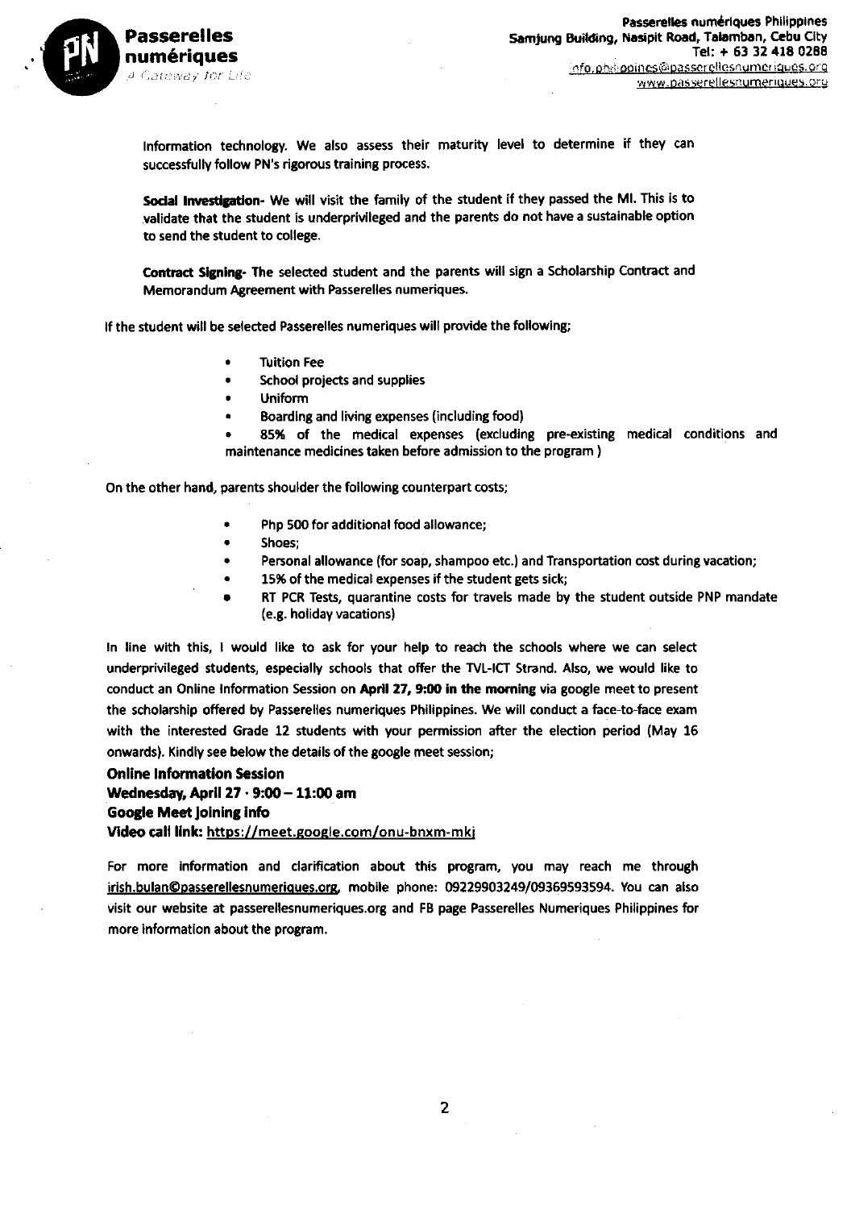information technology. We also assess their maturity level to determine if they can successfully follow PN's rigorous training process.

**Social Investigation**- We will visit the family of the student if they passed the MI. This is to validate that the student is underprivileged and the parents do not have a sustainable option to send the student to college.

**Contract Signing**- The selected student and the parents will sign a Scholarship Contract and Memorandum Agreement with Passerelles numeriques.

If the student will be selected Passerelles numeriques will provide the following;

- Tuition Fee
- School projects and supplies
- Uniform
- Boarding and living expenses (including food)
- 85% of the medical expenses (excluding pre-existing medical conditions and maintenance medicines taken before admission to the program )

On the other hand, parents shoulder the following counterpart costs;

- Php 500 for additional food allowance;
- Shoes;
- Personal allowance (for soap, shampoo etc.) and Transportation cost during vacation;
- 15% of the medical expenses if the student gets sick;
- RT PCR Tests, quarantine costs for travels made by the student outside PNP mandate (e.g. holiday vacations)

In line with this, I would like to ask for your help to reach the schools where we can select underprivileged students, especially schools that offer the TVL-ICT Strand. Also, we would like to conduct an Online Information Session on **April 27, 9:00 in the morning** via google meet to present the scholarship offered by Passerelles numeriques Philippines. We will conduct a face-to-face exam with the interested Grade 12 students with your permission after the election period (May 16 onwards). Kindly see below the details of the google meet session;

**Online Information Session**
**Wednesday, April 27 · 9:00 – 11:00 am**
**Google Meet joining info**
**Video call link:** https://meet.google.com/onu-bnxm-mkj

For more information and clarification about this program, you may reach me through irish.bulan@passerellesnumeriques.org, mobile phone: 09229903249/09369593594. You can also visit our website at passerellesnumeriques.org and FB page Passerelles Numeriques Philippines for more information about the program.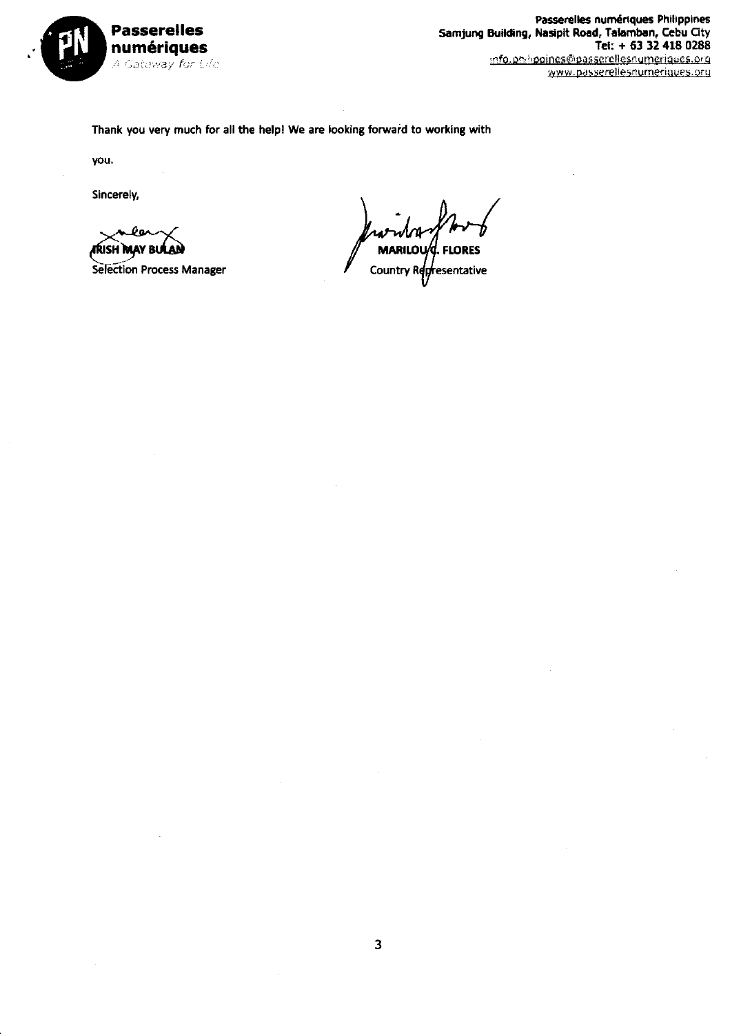Thank you very much for all the help! We are looking forward to working with you.

Sincerely,

**IRISH MAY BULAN**
Selection Process Manager

**MARILOU C. FLORES**
Country Representative